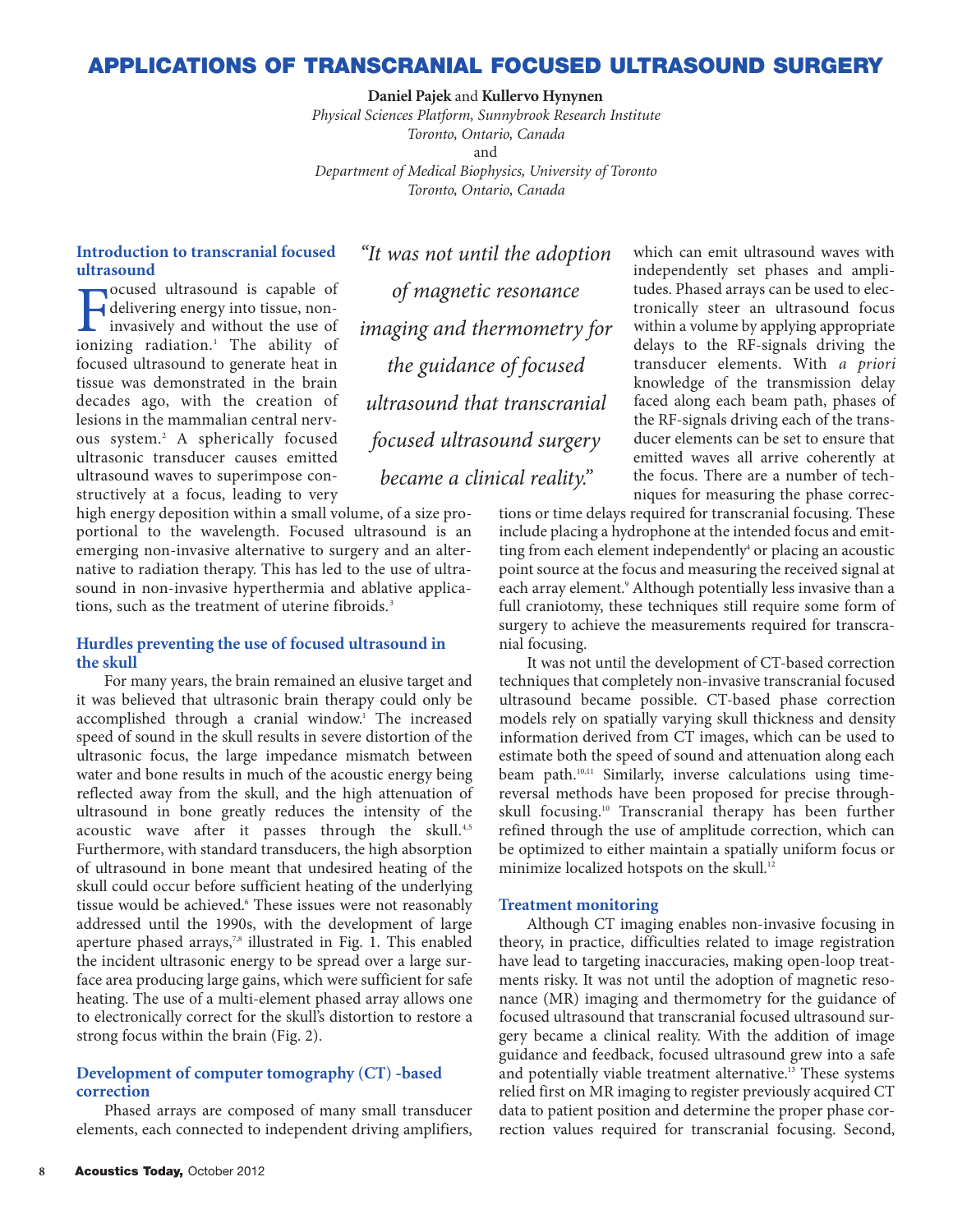# APPLICATIONS OF TRANSCRANIAL FOCUSED ULTRASOUND SURGERY

**Daniel Pajek** and **Kullervo Hynynen**

*Physical Sciences Platform, Sunnybrook Research Institute*
*Toronto, Ontario, Canada*
and
*Department of Medical Biophysics, University of Toronto*
*Toronto, Ontario, Canada*

> *"It was not until the adoption of magnetic resonance imaging and thermometry for the guidance of focused ultrasound that transcranial focused ultrasound surgery became a clinical reality."*

## Introduction to transcranial focused ultrasound

Focused ultrasound is capable of delivering energy into tissue, noninvasively and without the use of ionizing radiation.[1] The ability of focused ultrasound to generate heat in tissue was demonstrated in the brain decades ago, with the creation of lesions in the mammalian central nervous system.[2] A spherically focused ultrasonic transducer causes emitted ultrasound waves to superimpose constructively at a focus, leading to very high energy deposition within a small volume, of a size proportional to the wavelength. Focused ultrasound is an emerging non-invasive alternative to surgery and an alternative to radiation therapy. This has led to the use of ultrasound in non-invasive hyperthermia and ablative applications, such as the treatment of uterine fibroids.[3]

## Hurdles preventing the use of focused ultrasound in the skull

For many years, the brain remained an elusive target and it was believed that ultrasonic brain therapy could only be accomplished through a cranial window.[1] The increased speed of sound in the skull results in severe distortion of the ultrasonic focus, the large impedance mismatch between water and bone results in much of the acoustic energy being reflected away from the skull, and the high attenuation of ultrasound in bone greatly reduces the intensity of the acoustic wave after it passes through the skull.[4,5] Furthermore, with standard transducers, the high absorption of ultrasound in bone meant that undesired heating of the skull could occur before sufficient heating of the underlying tissue would be achieved.[6] These issues were not reasonably addressed until the 1990s, with the development of large aperture phased arrays,[7,8] illustrated in Fig. 1. This enabled the incident ultrasonic energy to be spread over a large surface area producing large gains, which were sufficient for safe heating. The use of a multi-element phased array allows one to electronically correct for the skull's distortion to restore a strong focus within the brain (Fig. 2).

## Development of computer tomography (CT) -based correction

Phased arrays are composed of many small transducer elements, each connected to independent driving amplifiers, which can emit ultrasound waves with independently set phases and amplitudes. Phased arrays can be used to electronically steer an ultrasound focus within a volume by applying appropriate delays to the RF-signals driving the transducer elements. With *a priori* knowledge of the transmission delay faced along each beam path, phases of the RF-signals driving each of the transducer elements can be set to ensure that emitted waves all arrive coherently at the focus. There are a number of techniques for measuring the phase corrections or time delays required for transcranial focusing. These include placing a hydrophone at the intended focus and emitting from each element independently[4] or placing an acoustic point source at the focus and measuring the received signal at each array element.[9] Although potentially less invasive than a full craniotomy, these techniques still require some form of surgery to achieve the measurements required for transcranial focusing.

It was not until the development of CT-based correction techniques that completely non-invasive transcranial focused ultrasound became possible. CT-based phase correction models rely on spatially varying skull thickness and density information derived from CT images, which can be used to estimate both the speed of sound and attenuation along each beam path.[10,11] Similarly, inverse calculations using time-reversal methods have been proposed for precise through-skull focusing.[10] Transcranial therapy has been further refined through the use of amplitude correction, which can be optimized to either maintain a spatially uniform focus or minimize localized hotspots on the skull.[12]

## Treatment monitoring

Although CT imaging enables non-invasive focusing in theory, in practice, difficulties related to image registration have lead to targeting inaccuracies, making open-loop treatments risky. It was not until the adoption of magnetic resonance (MR) imaging and thermometry for the guidance of focused ultrasound that transcranial focused ultrasound surgery became a clinical reality. With the addition of image guidance and feedback, focused ultrasound grew into a safe and potentially viable treatment alternative.[13] These systems relied first on MR imaging to register previously acquired CT data to patient position and determine the proper phase correction values required for transcranial focusing. Second,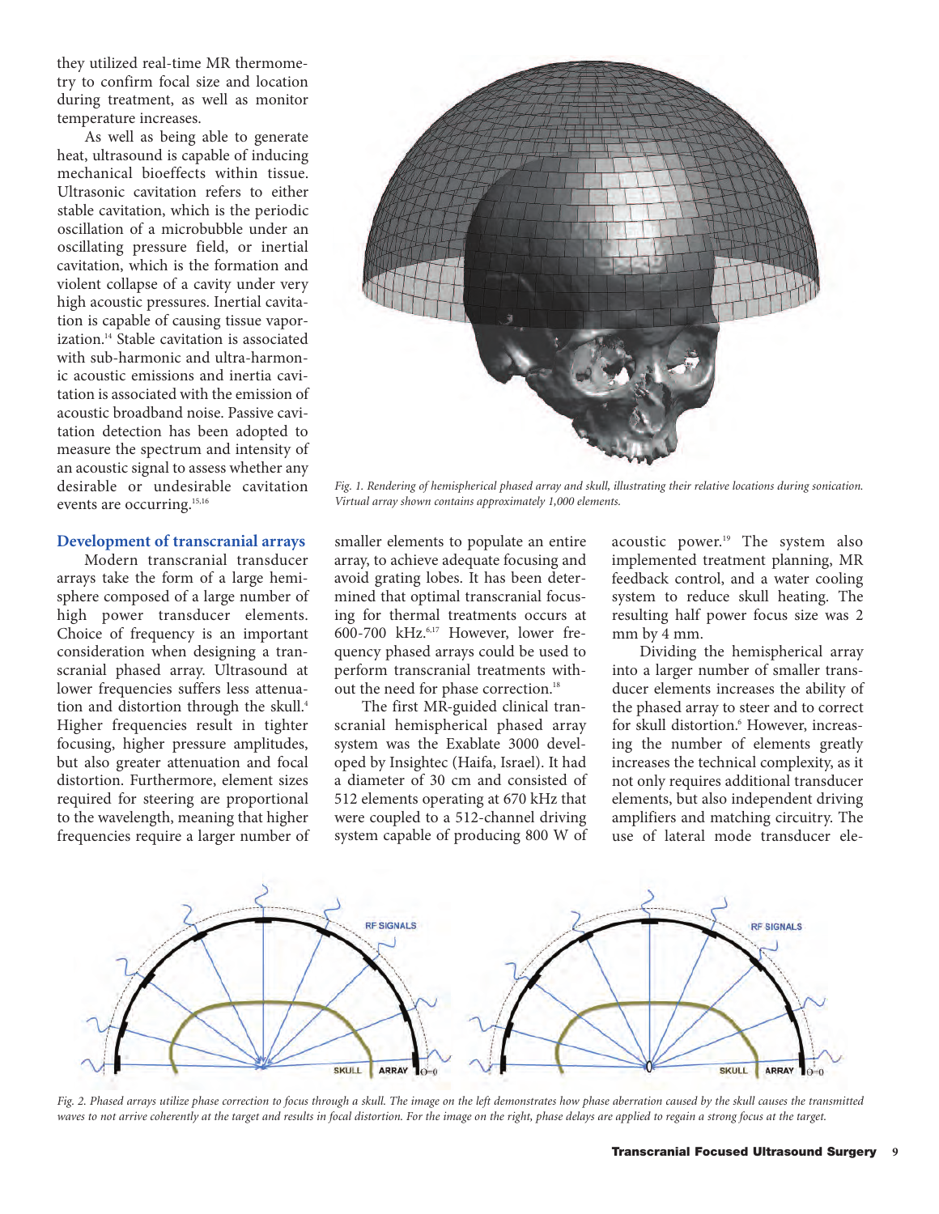they utilized real-time MR thermometry to confirm focal size and location during treatment, as well as monitor temperature increases.

As well as being able to generate heat, ultrasound is capable of inducing mechanical bioeffects within tissue. Ultrasonic cavitation refers to either stable cavitation, which is the periodic oscillation of a microbubble under an oscillating pressure field, or inertial cavitation, which is the formation and violent collapse of a cavity under very high acoustic pressures. Inertial cavitation is capable of causing tissue vaporization.[14] Stable cavitation is associated with sub-harmonic and ultra-harmonic acoustic emissions and inertia cavitation is associated with the emission of acoustic broadband noise. Passive cavitation detection has been adopted to measure the spectrum and intensity of an acoustic signal to assess whether any desirable or undesirable cavitation events are occurring.[15,16]

*Fig. 1. Rendering of hemispherical phased array and skull, illustrating their relative locations during sonication. Virtual array shown contains approximately 1,000 elements.*

## Development of transcranial arrays

Modern transcranial transducer arrays take the form of a large hemisphere composed of a large number of high power transducer elements. Choice of frequency is an important consideration when designing a transcranial phased array. Ultrasound at lower frequencies suffers less attenuation and distortion through the skull.[4] Higher frequencies result in tighter focusing, higher pressure amplitudes, but also greater attenuation and focal distortion. Furthermore, element sizes required for steering are proportional to the wavelength, meaning that higher frequencies require a larger number of smaller elements to populate an entire array, to achieve adequate focusing and avoid grating lobes. It has been determined that optimal transcranial focusing for thermal treatments occurs at 600-700 kHz.[6,17] However, lower frequency phased arrays could be used to perform transcranial treatments without the need for phase correction.[18]

The first MR-guided clinical transcranial hemispherical phased array system was the Exablate 3000 developed by Insightec (Haifa, Israel). It had a diameter of 30 cm and consisted of 512 elements operating at 670 kHz that were coupled to a 512-channel driving system capable of producing 800 W of acoustic power.[19] The system also implemented treatment planning, MR feedback control, and a water cooling system to reduce skull heating. The resulting half power focus size was 2 mm by 4 mm.

Dividing the hemispherical array into a larger number of smaller transducer elements increases the ability of the phased array to steer and to correct for skull distortion.[6] However, increasing the number of elements greatly increases the technical complexity, as it not only requires additional transducer elements, but also independent driving amplifiers and matching circuitry. The use of lateral mode transducer ele-

*Fig. 2. Phased arrays utilize phase correction to focus through a skull. The image on the left demonstrates how phase aberration caused by the skull causes the transmitted waves to not arrive coherently at the target and results in focal distortion. For the image on the right, phase delays are applied to regain a strong focus at the target.*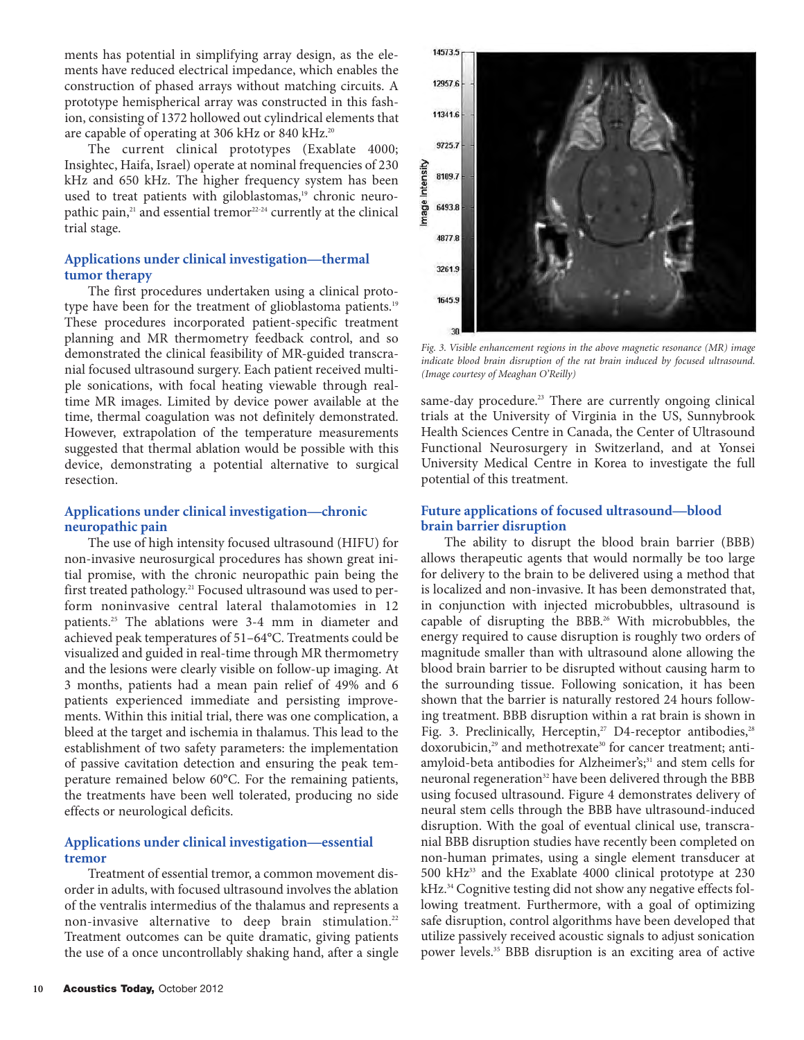ments has potential in simplifying array design, as the elements have reduced electrical impedance, which enables the construction of phased arrays without matching circuits. A prototype hemispherical array was constructed in this fashion, consisting of 1372 hollowed out cylindrical elements that are capable of operating at 306 kHz or 840 kHz.[20]

The current clinical prototypes (Exablate 4000; Insightec, Haifa, Israel) operate at nominal frequencies of 230 kHz and 650 kHz. The higher frequency system has been used to treat patients with giloblastomas,[19] chronic neuropathic pain,[21] and essential tremor[22-24] currently at the clinical trial stage.

## Applications under clinical investigation—thermal tumor therapy

The first procedures undertaken using a clinical prototype have been for the treatment of glioblastoma patients.[19] These procedures incorporated patient-specific treatment planning and MR thermometry feedback control, and so demonstrated the clinical feasibility of MR-guided transcranial focused ultrasound surgery. Each patient received multiple sonications, with focal heating viewable through real-time MR images. Limited by device power available at the time, thermal coagulation was not definitely demonstrated. However, extrapolation of the temperature measurements suggested that thermal ablation would be possible with this device, demonstrating a potential alternative to surgical resection.

## Applications under clinical investigation—chronic neuropathic pain

The use of high intensity focused ultrasound (HIFU) for non-invasive neurosurgical procedures has shown great initial promise, with the chronic neuropathic pain being the first treated pathology.[21] Focused ultrasound was used to perform noninvasive central lateral thalamotomies in 12 patients.[25] The ablations were 3-4 mm in diameter and achieved peak temperatures of 51–64°C. Treatments could be visualized and guided in real-time through MR thermometry and the lesions were clearly visible on follow-up imaging. At 3 months, patients had a mean pain relief of 49% and 6 patients experienced immediate and persisting improvements. Within this initial trial, there was one complication, a bleed at the target and ischemia in thalamus. This lead to the establishment of two safety parameters: the implementation of passive cavitation detection and ensuring the peak temperature remained below 60°C. For the remaining patients, the treatments have been well tolerated, producing no side effects or neurological deficits.

## Applications under clinical investigation—essential tremor

Treatment of essential tremor, a common movement disorder in adults, with focused ultrasound involves the ablation of the ventralis intermedius of the thalamus and represents a non-invasive alternative to deep brain stimulation.[22] Treatment outcomes can be quite dramatic, giving patients the use of a once uncontrollably shaking hand, after a single same-day procedure.[23] There are currently ongoing clinical trials at the University of Virginia in the US, Sunnybrook Health Sciences Centre in Canada, the Center of Ultrasound Functional Neurosurgery in Switzerland, and at Yonsei University Medical Centre in Korea to investigate the full potential of this treatment.

*Fig. 3. Visible enhancement regions in the above magnetic resonance (MR) image indicate blood brain disruption of the rat brain induced by focused ultrasound. (Image courtesy of Meaghan O'Reilly)*

## Future applications of focused ultrasound—blood brain barrier disruption

The ability to disrupt the blood brain barrier (BBB) allows therapeutic agents that would normally be too large for delivery to the brain to be delivered using a method that is localized and non-invasive. It has been demonstrated that, in conjunction with injected microbubbles, ultrasound is capable of disrupting the BBB.[26] With microbubbles, the energy required to cause disruption is roughly two orders of magnitude smaller than with ultrasound alone allowing the blood brain barrier to be disrupted without causing harm to the surrounding tissue. Following sonication, it has been shown that the barrier is naturally restored 24 hours following treatment. BBB disruption within a rat brain is shown in Fig. 3. Preclinically, Herceptin,[27] D4-receptor antibodies,[28] doxorubicin,[29] and methotrexate[30] for cancer treatment; anti-amyloid-beta antibodies for Alzheimer's;[31] and stem cells for neuronal regeneration[32] have been delivered through the BBB using focused ultrasound. Figure 4 demonstrates delivery of neural stem cells through the BBB have ultrasound-induced disruption. With the goal of eventual clinical use, transcranial BBB disruption studies have recently been completed on non-human primates, using a single element transducer at 500 kHz[33] and the Exablate 4000 clinical prototype at 230 kHz.[34] Cognitive testing did not show any negative effects following treatment. Furthermore, with a goal of optimizing safe disruption, control algorithms have been developed that utilize passively received acoustic signals to adjust sonication power levels.[35] BBB disruption is an exciting area of active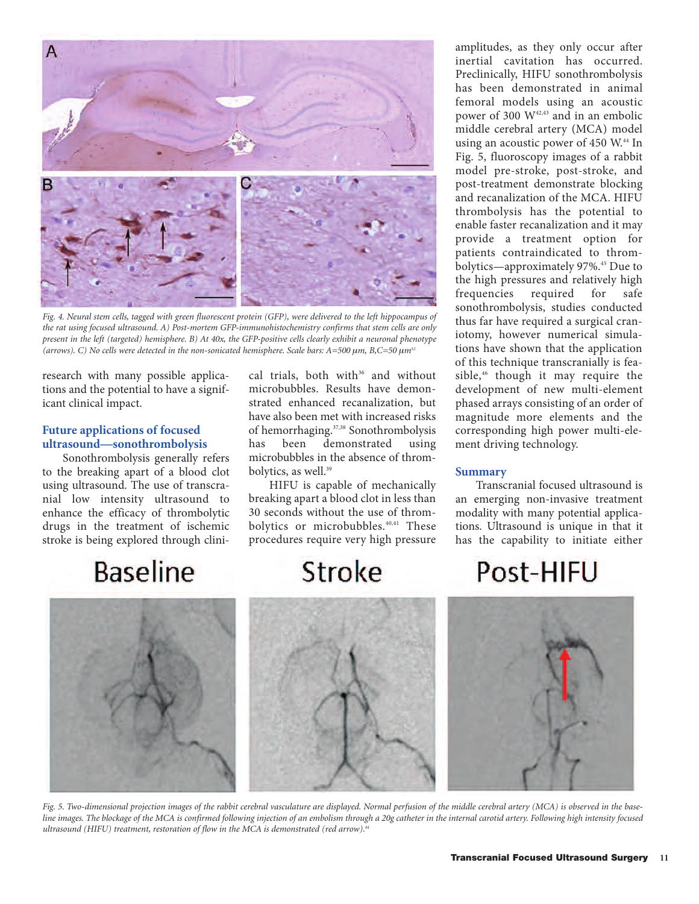Fig. 4. Neural stem cells, tagged with green fluorescent protein (GFP), were delivered to the left hippocampus of the rat using focused ultrasound. A) Post-mortem GFP-immunohistochemistry confirms that stem cells are only present in the left (targeted) hemisphere. B) At 40x, the GFP-positive cells clearly exhibit a neuronal phenotype (arrows). C) No cells were detected in the non-sonicated hemisphere. Scale bars: A=500 μm, B,C=50 μm[32]

research with many possible applications and the potential to have a significant clinical impact.

## Future applications of focused ultrasound—sonothrombolysis

Sonothrombolysis generally refers to the breaking apart of a blood clot using ultrasound. The use of transcranial low intensity ultrasound to enhance the efficacy of thrombolytic drugs in the treatment of ischemic stroke is being explored through clinical trials, both with[36] and without microbubbles. Results have demonstrated enhanced recanalization, but have also been met with increased risks of hemorrhaging.[37,38] Sonothrombolysis has been demonstrated using microbubbles in the absence of thrombolytics, as well.[39]

HIFU is capable of mechanically breaking apart a blood clot in less than 30 seconds without the use of thrombolytics or microbubbles.[40,41] These procedures require very high pressure amplitudes, as they only occur after inertial cavitation has occurred. Preclinically, HIFU sonothrombolysis has been demonstrated in animal femoral models using an acoustic power of 300 W[42,43] and in an embolic middle cerebral artery (MCA) model using an acoustic power of 450 W.[44] In Fig. 5, fluoroscopy images of a rabbit model pre-stroke, post-stroke, and post-treatment demonstrate blocking and recanalization of the MCA. HIFU thrombolysis has the potential to enable faster recanalization and it may provide a treatment option for patients contraindicated to thrombolytics—approximately 97%.[45] Due to the high pressures and relatively high frequencies required for safe sonothrombolysis, studies conducted thus far have required a surgical craniotomy, however numerical simulations have shown that the application of this technique transcranially is feasible,[46] though it may require the development of new multi-element phased arrays consisting of an order of magnitude more elements and the corresponding high power multi-element driving technology.

## Summary

Transcranial focused ultrasound is an emerging non-invasive treatment modality with many potential applications. Ultrasound is unique in that it has the capability to initiate either

Fig. 5. Two-dimensional projection images of the rabbit cerebral vasculature are displayed. Normal perfusion of the middle cerebral artery (MCA) is observed in the baseline images. The blockage of the MCA is confirmed following injection of an embolism through a 20g catheter in the internal carotid artery. Following high intensity focused ultrasound (HIFU) treatment, restoration of flow in the MCA is demonstrated (red arrow).[44]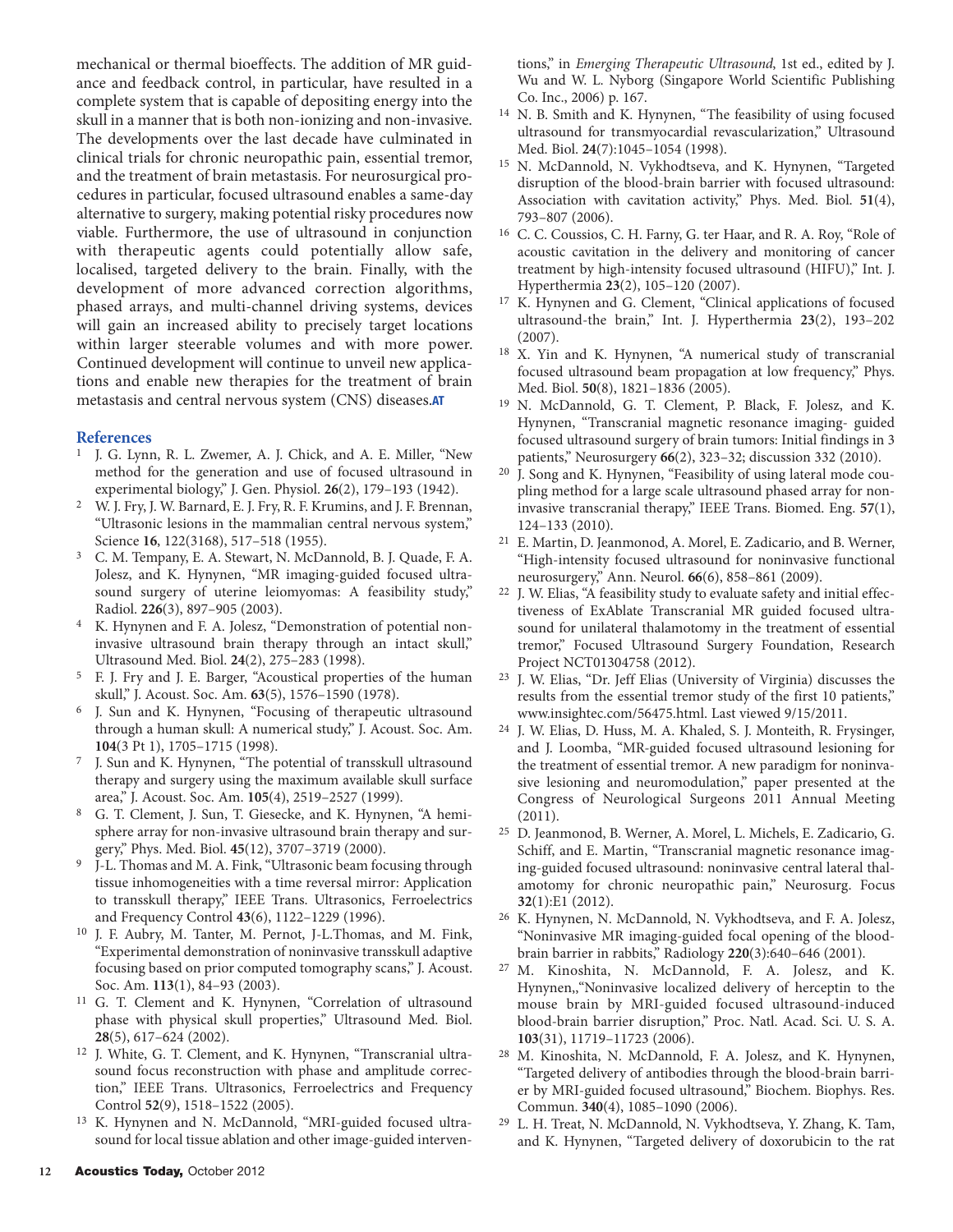mechanical or thermal bioeffects. The addition of MR guidance and feedback control, in particular, have resulted in a complete system that is capable of depositing energy into the skull in a manner that is both non-ionizing and non-invasive. The developments over the last decade have culminated in clinical trials for chronic neuropathic pain, essential tremor, and the treatment of brain metastasis. For neurosurgical procedures in particular, focused ultrasound enables a same-day alternative to surgery, making potential risky procedures now viable. Furthermore, the use of ultrasound in conjunction with therapeutic agents could potentially allow safe, localised, targeted delivery to the brain. Finally, with the development of more advanced correction algorithms, phased arrays, and multi-channel driving systems, devices will gain an increased ability to precisely target locations within larger steerable volumes and with more power. Continued development will continue to unveil new applications and enable new therapies for the treatment of brain metastasis and central nervous system (CNS) diseases.**AT**

## References

1. J. G. Lynn, R. L. Zwemer, A. J. Chick, and A. E. Miller, "New method for the generation and use of focused ultrasound in experimental biology," J. Gen. Physiol. **26**(2), 179–193 (1942).
2. W. J. Fry, J. W. Barnard, E. J. Fry, R. F. Krumins, and J. F. Brennan, "Ultrasonic lesions in the mammalian central nervous system," Science **16**, 122(3168), 517–518 (1955).
3. C. M. Tempany, E. A. Stewart, N. McDannold, B. J. Quade, F. A. Jolesz, and K. Hynynen, "MR imaging-guided focused ultrasound surgery of uterine leiomyomas: A feasibility study," Radiol. **226**(3), 897–905 (2003).
4. K. Hynynen and F. A. Jolesz, "Demonstration of potential noninvasive ultrasound brain therapy through an intact skull," Ultrasound Med. Biol. **24**(2), 275–283 (1998).
5. F. J. Fry and J. E. Barger, "Acoustical properties of the human skull," J. Acoust. Soc. Am. **63**(5), 1576–1590 (1978).
6. J. Sun and K. Hynynen, "Focusing of therapeutic ultrasound through a human skull: A numerical study," J. Acoust. Soc. Am. **104**(3 Pt 1), 1705–1715 (1998).
7. J. Sun and K. Hynynen, "The potential of transskull ultrasound therapy and surgery using the maximum available skull surface area," J. Acoust. Soc. Am. **105**(4), 2519–2527 (1999).
8. G. T. Clement, J. Sun, T. Giesecke, and K. Hynynen, "A hemisphere array for non-invasive ultrasound brain therapy and surgery," Phys. Med. Biol. **45**(12), 3707–3719 (2000).
9. J-L. Thomas and M. A. Fink, "Ultrasonic beam focusing through tissue inhomogeneities with a time reversal mirror: Application to transskull therapy," IEEE Trans. Ultrasonics, Ferroelectrics and Frequency Control **43**(6), 1122–1229 (1996).
10. J. F. Aubry, M. Tanter, M. Pernot, J-L.Thomas, and M. Fink, "Experimental demonstration of noninvasive transskull adaptive focusing based on prior computed tomography scans," J. Acoust. Soc. Am. **113**(1), 84–93 (2003).
11. G. T. Clement and K. Hynynen, "Correlation of ultrasound phase with physical skull properties," Ultrasound Med. Biol. **28**(5), 617–624 (2002).
12. J. White, G. T. Clement, and K. Hynynen, "Transcranial ultrasound focus reconstruction with phase and amplitude correction," IEEE Trans. Ultrasonics, Ferroelectrics and Frequency Control **52**(9), 1518–1522 (2005).
13. K. Hynynen and N. McDannold, "MRI-guided focused ultrasound for local tissue ablation and other image-guided interventions," in *Emerging Therapeutic Ultrasound*, 1st ed., edited by J. Wu and W. L. Nyborg (Singapore World Scientific Publishing Co. Inc., 2006) p. 167.
14. N. B. Smith and K. Hynynen, "The feasibility of using focused ultrasound for transmyocardial revascularization," Ultrasound Med. Biol. **24**(7):1045–1054 (1998).
15. N. McDannold, N. Vykhodtseva, and K. Hynynen, "Targeted disruption of the blood-brain barrier with focused ultrasound: Association with cavitation activity," Phys. Med. Biol. **51**(4), 793–807 (2006).
16. C. C. Coussios, C. H. Farny, G. ter Haar, and R. A. Roy, "Role of acoustic cavitation in the delivery and monitoring of cancer treatment by high-intensity focused ultrasound (HIFU)," Int. J. Hyperthermia **23**(2), 105–120 (2007).
17. K. Hynynen and G. Clement, "Clinical applications of focused ultrasound-the brain," Int. J. Hyperthermia **23**(2), 193–202 (2007).
18. X. Yin and K. Hynynen, "A numerical study of transcranial focused ultrasound beam propagation at low frequency," Phys. Med. Biol. **50**(8), 1821–1836 (2005).
19. N. McDannold, G. T. Clement, P. Black, F. Jolesz, and K. Hynynen, "Transcranial magnetic resonance imaging- guided focused ultrasound surgery of brain tumors: Initial findings in 3 patients," Neurosurgery **66**(2), 323–32; discussion 332 (2010).
20. J. Song and K. Hynynen, "Feasibility of using lateral mode coupling method for a large scale ultrasound phased array for noninvasive transcranial therapy," IEEE Trans. Biomed. Eng. **57**(1), 124–133 (2010).
21. E. Martin, D. Jeanmonod, A. Morel, E. Zadicario, and B. Werner, "High-intensity focused ultrasound for noninvasive functional neurosurgery," Ann. Neurol. **66**(6), 858–861 (2009).
22. J. W. Elias, "A feasibility study to evaluate safety and initial effectiveness of ExAblate Transcranial MR guided focused ultrasound for unilateral thalamotomy in the treatment of essential tremor," Focused Ultrasound Surgery Foundation, Research Project NCT01304758 (2012).
23. J. W. Elias, "Dr. Jeff Elias (University of Virginia) discusses the results from the essential tremor study of the first 10 patients," www.insightec.com/56475.html. Last viewed 9/15/2011.
24. J. W. Elias, D. Huss, M. A. Khaled, S. J. Monteith, R. Frysinger, and J. Loomba, "MR-guided focused ultrasound lesioning for the treatment of essential tremor. A new paradigm for noninvasive lesioning and neuromodulation," paper presented at the Congress of Neurological Surgeons 2011 Annual Meeting (2011).
25. D. Jeanmonod, B. Werner, A. Morel, L. Michels, E. Zadicario, G. Schiff, and E. Martin, "Transcranial magnetic resonance imaging-guided focused ultrasound: noninvasive central lateral thalamotomy for chronic neuropathic pain," Neurosurg. Focus **32**(1):E1 (2012).
26. K. Hynynen, N. McDannold, N. Vykhodtseva, and F. A. Jolesz, "Noninvasive MR imaging-guided focal opening of the blood-brain barrier in rabbits," Radiology **220**(3):640–646 (2001).
27. M. Kinoshita, N. McDannold, F. A. Jolesz, and K. Hynynen,,"Noninvasive localized delivery of herceptin to the mouse brain by MRI-guided focused ultrasound-induced blood-brain barrier disruption," Proc. Natl. Acad. Sci. U. S. A. **103**(31), 11719–11723 (2006).
28. M. Kinoshita, N. McDannold, F. A. Jolesz, and K. Hynynen, "Targeted delivery of antibodies through the blood-brain barrier by MRI-guided focused ultrasound," Biochem. Biophys. Res. Commun. **340**(4), 1085–1090 (2006).
29. L. H. Treat, N. McDannold, N. Vykhodtseva, Y. Zhang, K. Tam, and K. Hynynen, "Targeted delivery of doxorubicin to the rat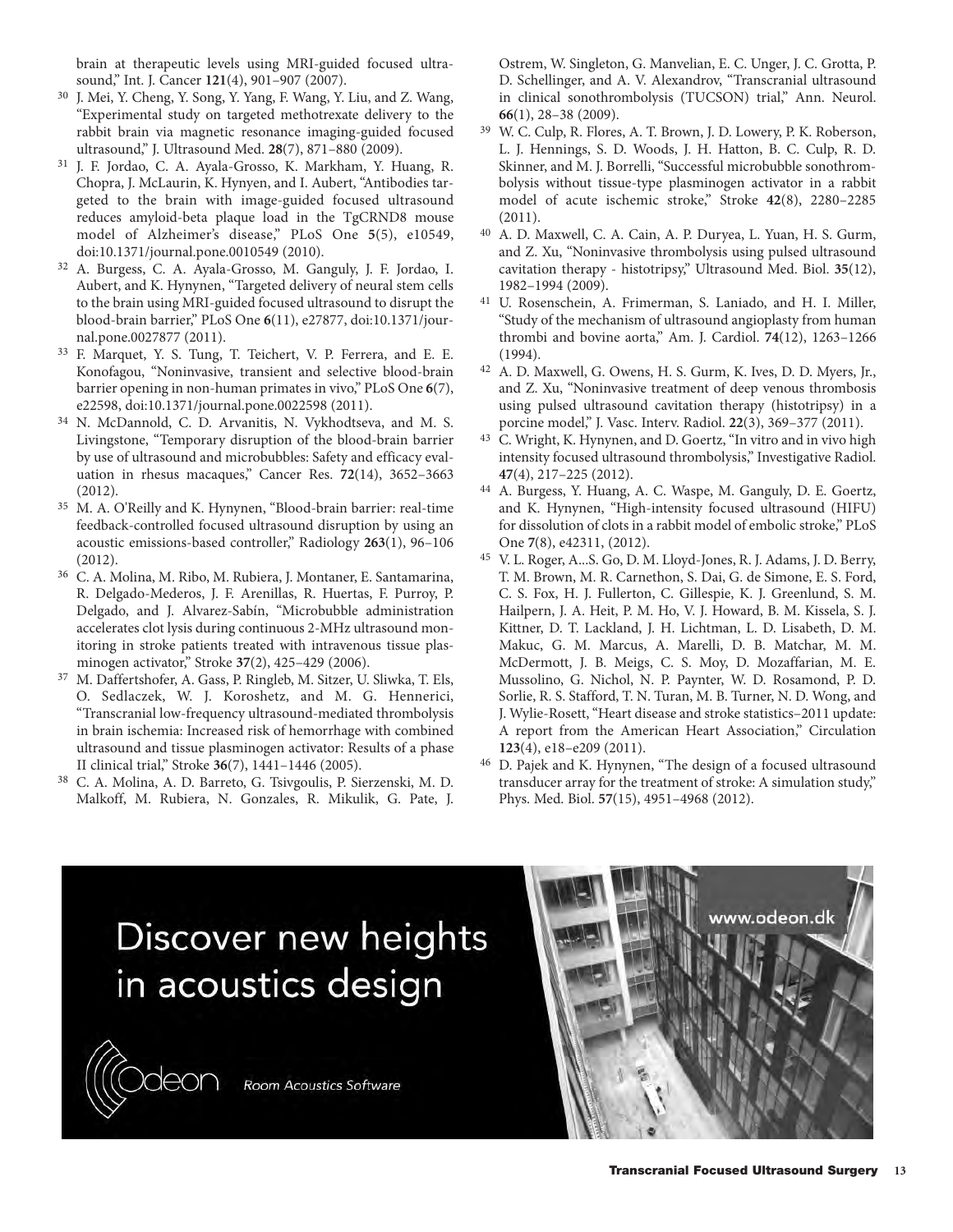brain at therapeutic levels using MRI-guided focused ultrasound," Int. J. Cancer **121**(4), 901–907 (2007).

30. J. Mei, Y. Cheng, Y. Song, Y. Yang, F. Wang, Y. Liu, and Z. Wang, "Experimental study on targeted methotrexate delivery to the rabbit brain via magnetic resonance imaging-guided focused ultrasound," J. Ultrasound Med. **28**(7), 871–880 (2009).
31. J. F. Jordao, C. A. Ayala-Grosso, K. Markham, Y. Huang, R. Chopra, J. McLaurin, K. Hynyen, and I. Aubert, "Antibodies targeted to the brain with image-guided focused ultrasound reduces amyloid-beta plaque load in the TgCRND8 mouse model of Alzheimer's disease," PLoS One **5**(5), e10549, doi:10.1371/journal.pone.0010549 (2010).
32. A. Burgess, C. A. Ayala-Grosso, M. Ganguly, J. F. Jordao, I. Aubert, and K. Hynynen, "Targeted delivery of neural stem cells to the brain using MRI-guided focused ultrasound to disrupt the blood-brain barrier," PLoS One **6**(11), e27877, doi:10.1371/journal.pone.0027877 (2011).
33. F. Marquet, Y. S. Tung, T. Teichert, V. P. Ferrera, and E. E. Konofagou, "Noninvasive, transient and selective blood-brain barrier opening in non-human primates in vivo," PLoS One **6**(7), e22598, doi:10.1371/journal.pone.0022598 (2011).
34. N. McDannold, C. D. Arvanitis, N. Vykhodtseva, and M. S. Livingstone, "Temporary disruption of the blood-brain barrier by use of ultrasound and microbubbles: Safety and efficacy evaluation in rhesus macaques," Cancer Res. **72**(14), 3652–3663 (2012).
35. M. A. O'Reilly and K. Hynynen, "Blood-brain barrier: real-time feedback-controlled focused ultrasound disruption by using an acoustic emissions-based controller," Radiology **263**(1), 96–106 (2012).
36. C. A. Molina, M. Ribo, M. Rubiera, J. Montaner, E. Santamarina, R. Delgado-Mederos, J. F. Arenillas, R. Huertas, F. Purroy, P. Delgado, and J. Alvarez-Sabín, "Microbubble administration accelerates clot lysis during continuous 2-MHz ultrasound monitoring in stroke patients treated with intravenous tissue plasminogen activator," Stroke **37**(2), 425–429 (2006).
37. M. Daffertshofer, A. Gass, P. Ringleb, M. Sitzer, U. Sliwka, T. Els, O. Sedlaczek, W. J. Koroshetz, and M. G. Hennerici, "Transcranial low-frequency ultrasound-mediated thrombolysis in brain ischemia: Increased risk of hemorrhage with combined ultrasound and tissue plasminogen activator: Results of a phase II clinical trial," Stroke **36**(7), 1441–1446 (2005).
38. C. A. Molina, A. D. Barreto, G. Tsivgoulis, P. Sierzenski, M. D. Malkoff, M. Rubiera, N. Gonzales, R. Mikulik, G. Pate, J. Ostrem, W. Singleton, G. Manvelian, E. C. Unger, J. C. Grotta, P. D. Schellinger, and A. V. Alexandrov, "Transcranial ultrasound in clinical sonothrombolysis (TUCSON) trial," Ann. Neurol. **66**(1), 28–38 (2009).
39. W. C. Culp, R. Flores, A. T. Brown, J. D. Lowery, P. K. Roberson, L. J. Hennings, S. D. Woods, J. H. Hatton, B. C. Culp, R. D. Skinner, and M. J. Borrelli, "Successful microbubble sonothrombolysis without tissue-type plasminogen activator in a rabbit model of acute ischemic stroke," Stroke **42**(8), 2280–2285 (2011).
40. A. D. Maxwell, C. A. Cain, A. P. Duryea, L. Yuan, H. S. Gurm, and Z. Xu, "Noninvasive thrombolysis using pulsed ultrasound cavitation therapy - histotripsy," Ultrasound Med. Biol. **35**(12), 1982–1994 (2009).
41. U. Rosenschein, A. Frimerman, S. Laniado, and H. I. Miller, "Study of the mechanism of ultrasound angioplasty from human thrombi and bovine aorta," Am. J. Cardiol. **74**(12), 1263–1266 (1994).
42. A. D. Maxwell, G. Owens, H. S. Gurm, K. Ives, D. D. Myers, Jr., and Z. Xu, "Noninvasive treatment of deep venous thrombosis using pulsed ultrasound cavitation therapy (histotripsy) in a porcine model," J. Vasc. Interv. Radiol. **22**(3), 369–377 (2011).
43. C. Wright, K. Hynynen, and D. Goertz, "In vitro and in vivo high intensity focused ultrasound thrombolysis," Investigative Radiol. **47**(4), 217–225 (2012).
44. A. Burgess, Y. Huang, A. C. Waspe, M. Ganguly, D. E. Goertz, and K. Hynynen, "High-intensity focused ultrasound (HIFU) for dissolution of clots in a rabbit model of embolic stroke," PLoS One **7**(8), e42311, (2012).
45. V. L. Roger, A...S. Go, D. M. Lloyd-Jones, R. J. Adams, J. D. Berry, T. M. Brown, M. R. Carnethon, S. Dai, G. de Simone, E. S. Ford, C. S. Fox, H. J. Fullerton, C. Gillespie, K. J. Greenlund, S. M. Hailpern, J. A. Heit, P. M. Ho, V. J. Howard, B. M. Kissela, S. J. Kittner, D. T. Lackland, J. H. Lichtman, L. D. Lisabeth, D. M. Makuc, G. M. Marcus, A. Marelli, D. B. Matchar, M. M. McDermott, J. B. Meigs, C. S. Moy, D. Mozaffarian, M. E. Mussolino, G. Nichol, N. P. Paynter, W. D. Rosamond, P. D. Sorlie, R. S. Stafford, T. N. Turan, M. B. Turner, N. D. Wong, and J. Wylie-Rosett, "Heart disease and stroke statistics–2011 update: A report from the American Heart Association," Circulation **123**(4), e18–e209 (2011).
46. D. Pajek and K. Hynynen, "The design of a focused ultrasound transducer array for the treatment of stroke: A simulation study," Phys. Med. Biol. **57**(15), 4951–4968 (2012).

Discover new heights in acoustics design

Odeon Room Acoustics Software

www.odeon.dk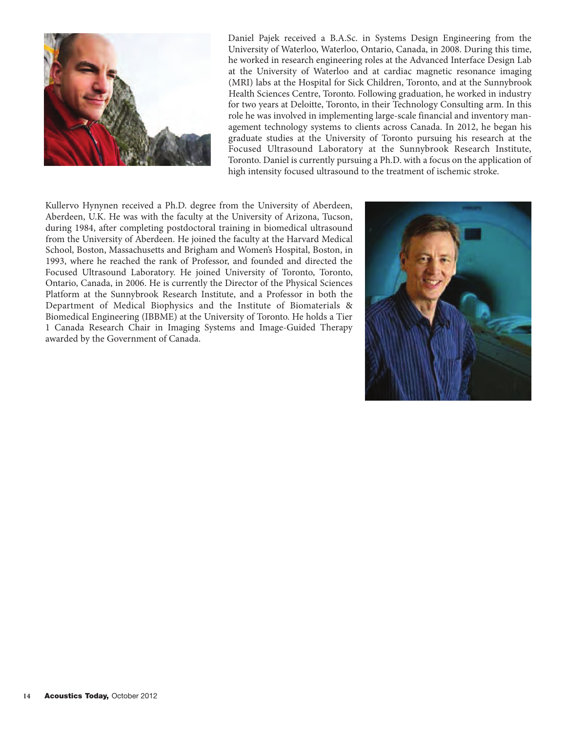Daniel Pajek received a B.A.Sc. in Systems Design Engineering from the University of Waterloo, Waterloo, Ontario, Canada, in 2008. During this time, he worked in research engineering roles at the Advanced Interface Design Lab at the University of Waterloo and at cardiac magnetic resonance imaging (MRI) labs at the Hospital for Sick Children, Toronto, and at the Sunnybrook Health Sciences Centre, Toronto. Following graduation, he worked in industry for two years at Deloitte, Toronto, in their Technology Consulting arm. In this role he was involved in implementing large-scale financial and inventory management technology systems to clients across Canada. In 2012, he began his graduate studies at the University of Toronto pursuing his research at the Focused Ultrasound Laboratory at the Sunnybrook Research Institute, Toronto. Daniel is currently pursuing a Ph.D. with a focus on the application of high intensity focused ultrasound to the treatment of ischemic stroke.

Kullervo Hynynen received a Ph.D. degree from the University of Aberdeen, Aberdeen, U.K. He was with the faculty at the University of Arizona, Tucson, during 1984, after completing postdoctoral training in biomedical ultrasound from the University of Aberdeen. He joined the faculty at the Harvard Medical School, Boston, Massachusetts and Brigham and Women's Hospital, Boston, in 1993, where he reached the rank of Professor, and founded and directed the Focused Ultrasound Laboratory. He joined University of Toronto, Toronto, Ontario, Canada, in 2006. He is currently the Director of the Physical Sciences Platform at the Sunnybrook Research Institute, and a Professor in both the Department of Medical Biophysics and the Institute of Biomaterials & Biomedical Engineering (IBBME) at the University of Toronto. He holds a Tier 1 Canada Research Chair in Imaging Systems and Image-Guided Therapy awarded by the Government of Canada.